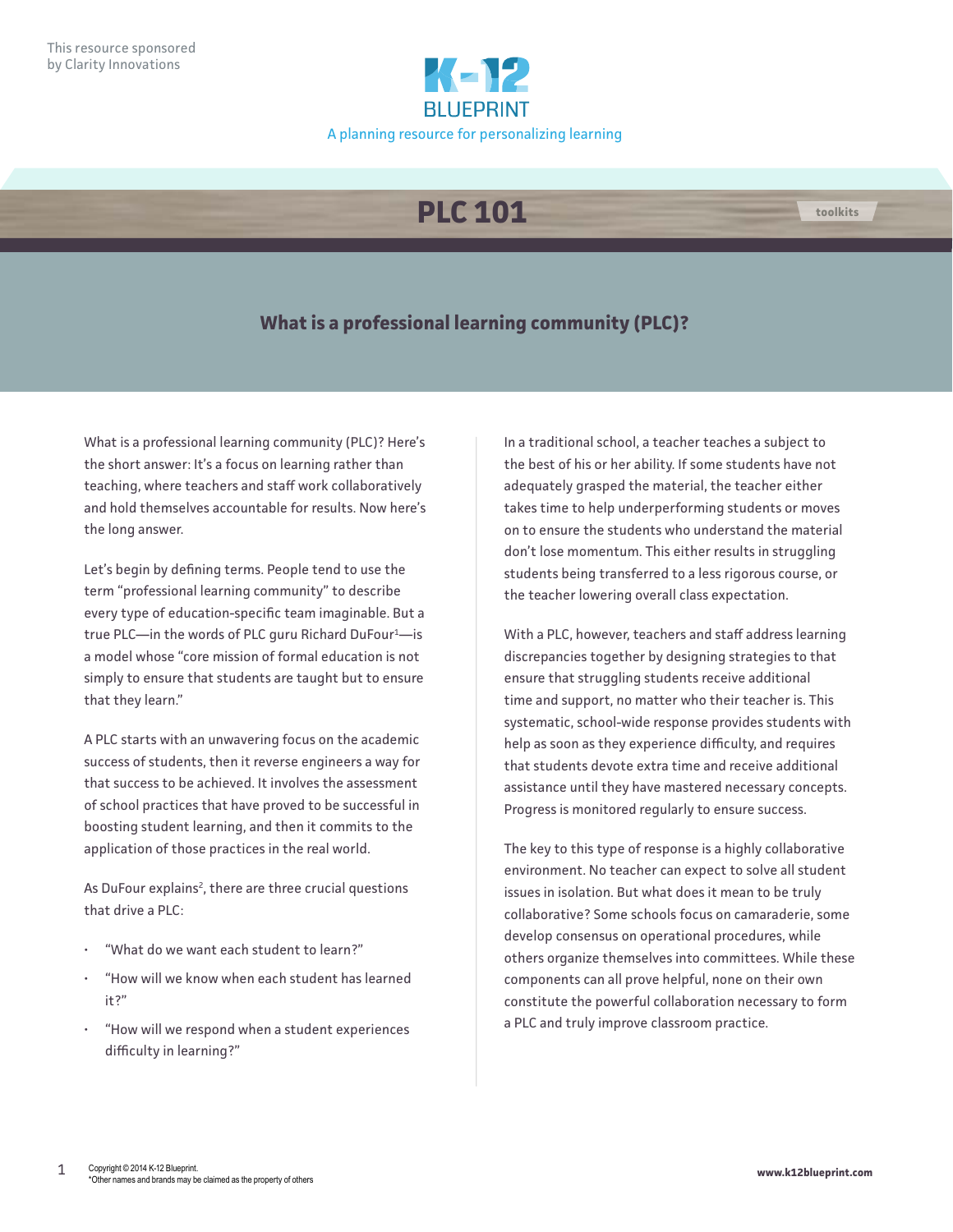This resource sponsored by Clarity Innovations

K-12 BLUEPRINT

A planning resource for personalizing learning

# PLC 101

toolkits

## What is a professional learning community (PLC)?

What is a professional learning community (PLC)? Here's the short answer: It's a focus on learning rather than teaching, where teachers and staff work collaboratively and hold themselves accountable for results. Now here's the long answer.

Let's begin by defining terms. People tend to use the term "professional learning community" to describe every type of education-specific team imaginable. But a true PLC—in the words of PLC guru Richard DuFour[1]—is a model whose "core mission of formal education is not simply to ensure that students are taught but to ensure that they learn."

A PLC starts with an unwavering focus on the academic success of students, then it reverse engineers a way for that success to be achieved. It involves the assessment of school practices that have proved to be successful in boosting student learning, and then it commits to the application of those practices in the real world.

As DuFour explains[2], there are three crucial questions that drive a PLC:

- "What do we want each student to learn?"
- "How will we know when each student has learned it?"
- "How will we respond when a student experiences difficulty in learning?"

In a traditional school, a teacher teaches a subject to the best of his or her ability. If some students have not adequately grasped the material, the teacher either takes time to help underperforming students or moves on to ensure the students who understand the material don't lose momentum. This either results in struggling students being transferred to a less rigorous course, or the teacher lowering overall class expectation.

With a PLC, however, teachers and staff address learning discrepancies together by designing strategies to that ensure that struggling students receive additional time and support, no matter who their teacher is. This systematic, school-wide response provides students with help as soon as they experience difficulty, and requires that students devote extra time and receive additional assistance until they have mastered necessary concepts. Progress is monitored regularly to ensure success.

The key to this type of response is a highly collaborative environment. No teacher can expect to solve all student issues in isolation. But what does it mean to be truly collaborative? Some schools focus on camaraderie, some develop consensus on operational procedures, while others organize themselves into committees. While these components can all prove helpful, none on their own constitute the powerful collaboration necessary to form a PLC and truly improve classroom practice.

Copyright © 2014 K-12 Blueprint.
*Other names and brands may be claimed as the property of others

www.k12blueprint.com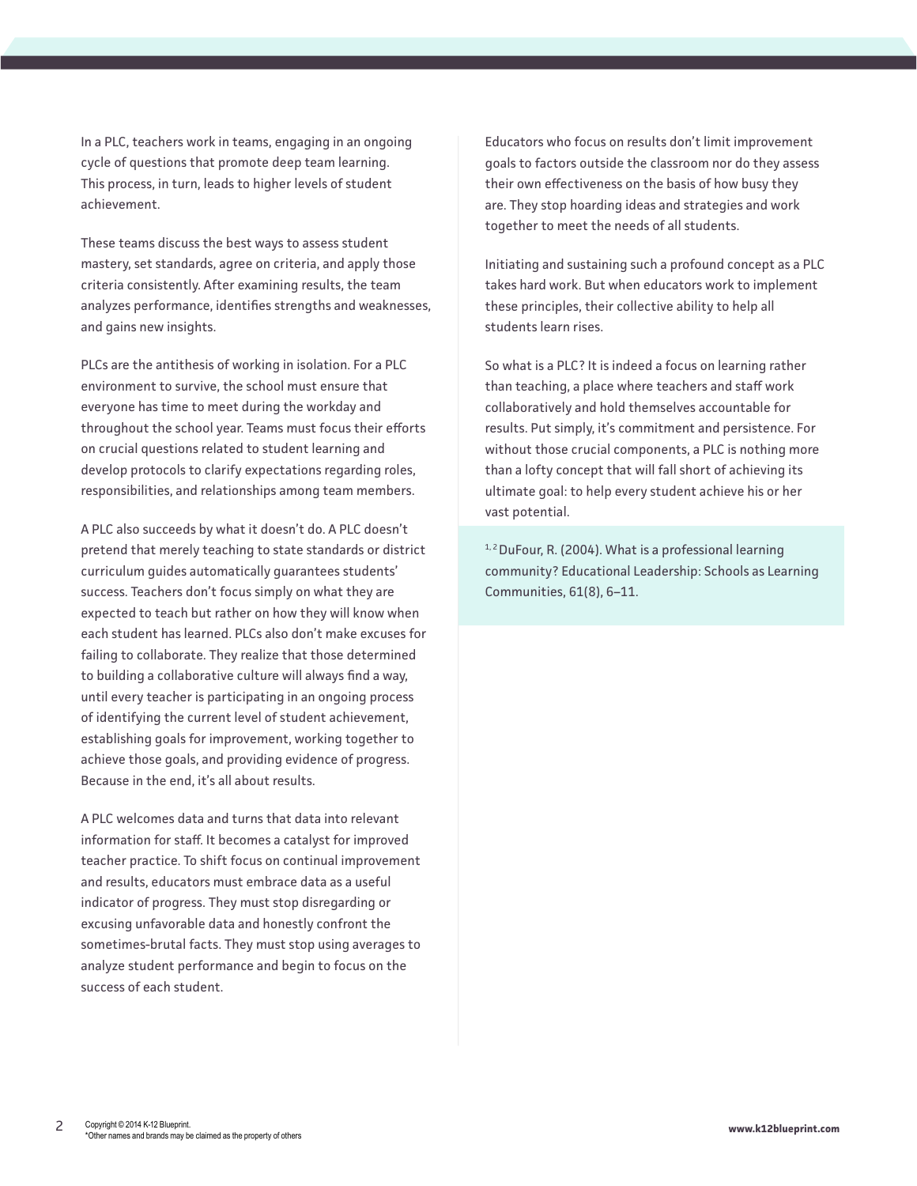In a PLC, teachers work in teams, engaging in an ongoing cycle of questions that promote deep team learning. This process, in turn, leads to higher levels of student achievement.

These teams discuss the best ways to assess student mastery, set standards, agree on criteria, and apply those criteria consistently. After examining results, the team analyzes performance, identifies strengths and weaknesses, and gains new insights.

PLCs are the antithesis of working in isolation. For a PLC environment to survive, the school must ensure that everyone has time to meet during the workday and throughout the school year. Teams must focus their efforts on crucial questions related to student learning and develop protocols to clarify expectations regarding roles, responsibilities, and relationships among team members.

A PLC also succeeds by what it doesn't do. A PLC doesn't pretend that merely teaching to state standards or district curriculum guides automatically guarantees students' success. Teachers don't focus simply on what they are expected to teach but rather on how they will know when each student has learned. PLCs also don't make excuses for failing to collaborate. They realize that those determined to building a collaborative culture will always find a way, until every teacher is participating in an ongoing process of identifying the current level of student achievement, establishing goals for improvement, working together to achieve those goals, and providing evidence of progress. Because in the end, it's all about results.

A PLC welcomes data and turns that data into relevant information for staff. It becomes a catalyst for improved teacher practice. To shift focus on continual improvement and results, educators must embrace data as a useful indicator of progress. They must stop disregarding or excusing unfavorable data and honestly confront the sometimes-brutal facts. They must stop using averages to analyze student performance and begin to focus on the success of each student.

Educators who focus on results don't limit improvement goals to factors outside the classroom nor do they assess their own effectiveness on the basis of how busy they are. They stop hoarding ideas and strategies and work together to meet the needs of all students.

Initiating and sustaining such a profound concept as a PLC takes hard work. But when educators work to implement these principles, their collective ability to help all students learn rises.

So what is a PLC? It is indeed a focus on learning rather than teaching, a place where teachers and staff work collaboratively and hold themselves accountable for results. Put simply, it's commitment and persistence. For without those crucial components, a PLC is nothing more than a lofty concept that will fall short of achieving its ultimate goal: to help every student achieve his or her vast potential.

[1, 2] DuFour, R. (2004). What is a professional learning community? Educational Leadership: Schools as Learning Communities, 61(8), 6–11.

Copyright © 2014 K-12 Blueprint.
*Other names and brands may be claimed as the property of others